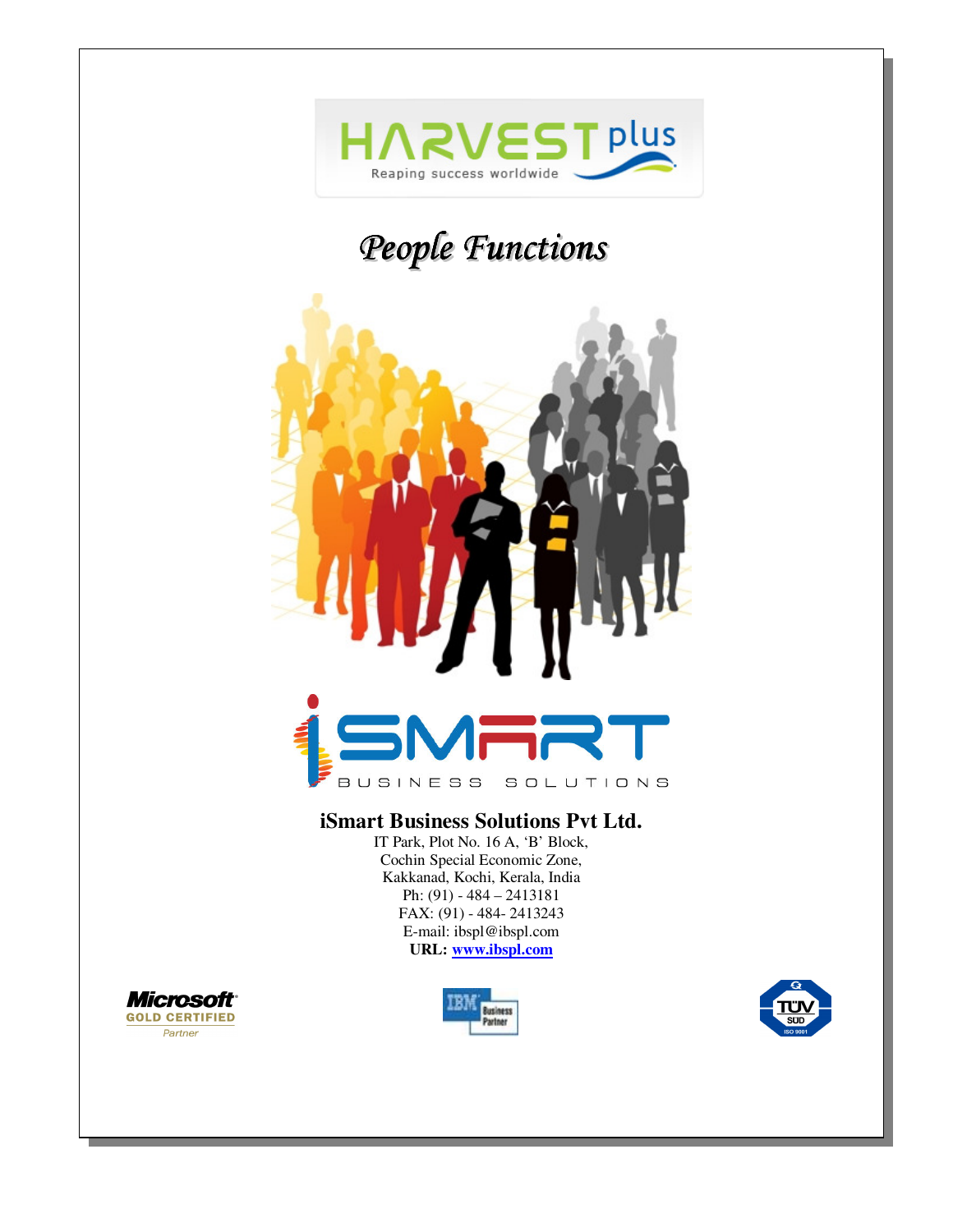# HARVEST plus

Reaping success worldwide

# *People Functions*

iSMART BUSINESS SOLUTIONS

**iSmart Business Solutions Pvt Ltd.**

IT Park, Plot No. 16 A, 'B' Block,
Cochin Special Economic Zone,
Kakkanad, Kochi, Kerala, India
Ph: (91) - 484 – 2413181
FAX: (91) - 484- 2413243
E-mail: ibspl@ibspl.com
**URL: www.ibspl.com**

Microsoft GOLD CERTIFIED Partner

IBM Business Partner

TÜV SÜD ISO 9001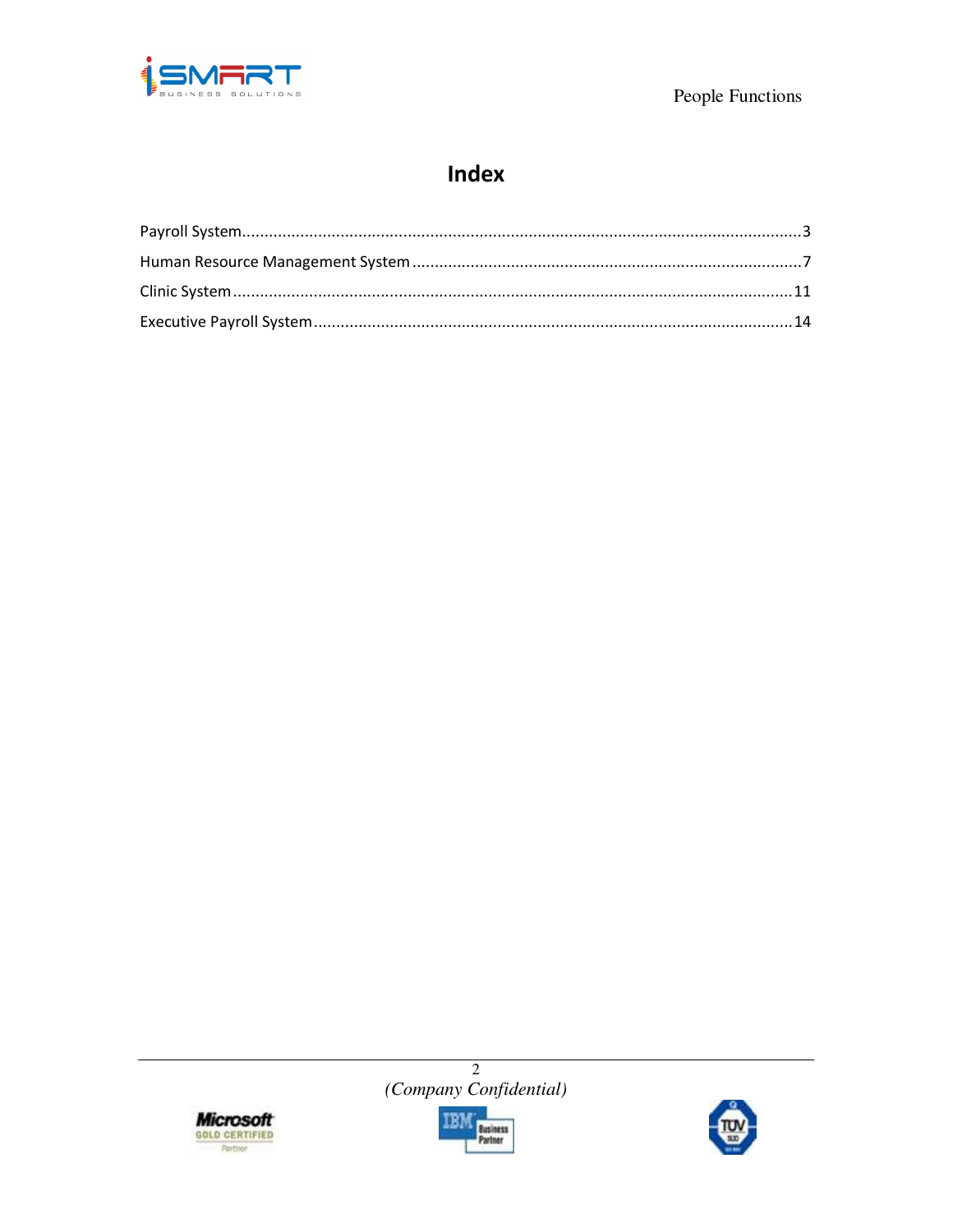# Index

Payroll System....................................................................................................................3

Human Resource Management System ..........................................................................7

Clinic System.....................................................................................................................11

Executive Payroll System...................................................................................................14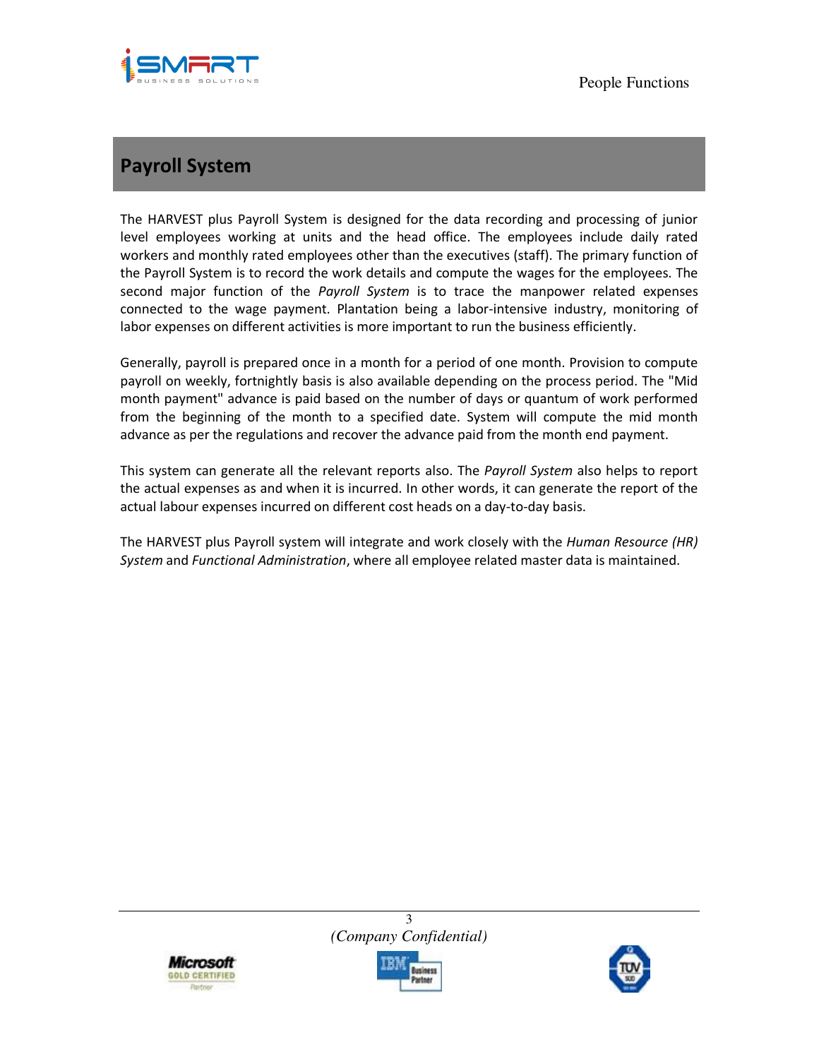## Payroll System

The HARVEST plus Payroll System is designed for the data recording and processing of junior level employees working at units and the head office. The employees include daily rated workers and monthly rated employees other than the executives (staff). The primary function of the Payroll System is to record the work details and compute the wages for the employees. The second major function of the *Payroll System* is to trace the manpower related expenses connected to the wage payment. Plantation being a labor-intensive industry, monitoring of labor expenses on different activities is more important to run the business efficiently.

Generally, payroll is prepared once in a month for a period of one month. Provision to compute payroll on weekly, fortnightly basis is also available depending on the process period. The "Mid month payment" advance is paid based on the number of days or quantum of work performed from the beginning of the month to a specified date. System will compute the mid month advance as per the regulations and recover the advance paid from the month end payment.

This system can generate all the relevant reports also. The *Payroll System* also helps to report the actual expenses as and when it is incurred. In other words, it can generate the report of the actual labour expenses incurred on different cost heads on a day-to-day basis.

The HARVEST plus Payroll system will integrate and work closely with the *Human Resource (HR) System* and *Functional Administration*, where all employee related master data is maintained.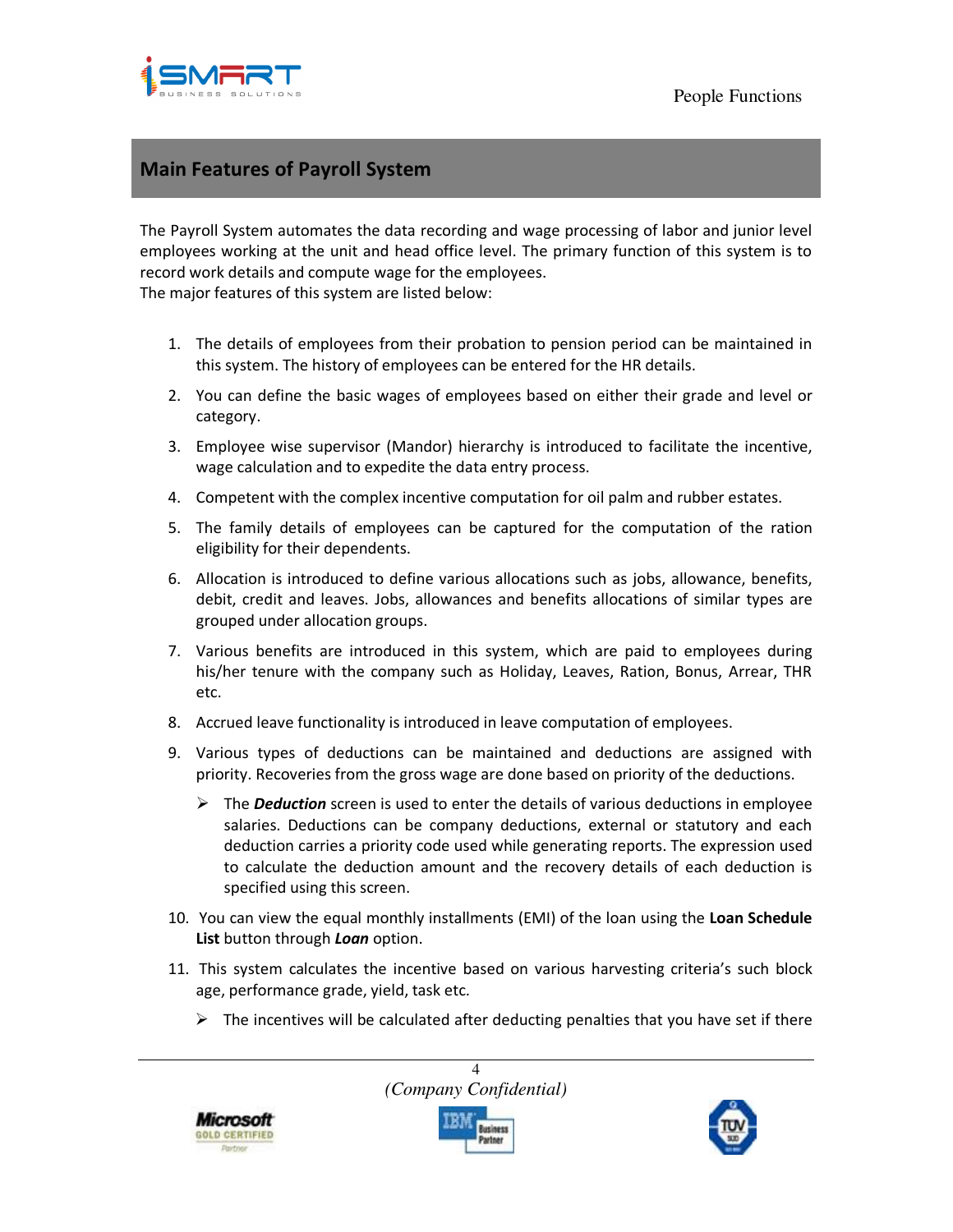## Main Features of Payroll System

The Payroll System automates the data recording and wage processing of labor and junior level employees working at the unit and head office level. The primary function of this system is to record work details and compute wage for the employees.
The major features of this system are listed below:

1. The details of employees from their probation to pension period can be maintained in this system. The history of employees can be entered for the HR details.
2. You can define the basic wages of employees based on either their grade and level or category.
3. Employee wise supervisor (Mandor) hierarchy is introduced to facilitate the incentive, wage calculation and to expedite the data entry process.
4. Competent with the complex incentive computation for oil palm and rubber estates.
5. The family details of employees can be captured for the computation of the ration eligibility for their dependents.
6. Allocation is introduced to define various allocations such as jobs, allowance, benefits, debit, credit and leaves. Jobs, allowances and benefits allocations of similar types are grouped under allocation groups.
7. Various benefits are introduced in this system, which are paid to employees during his/her tenure with the company such as Holiday, Leaves, Ration, Bonus, Arrear, THR etc.
8. Accrued leave functionality is introduced in leave computation of employees.
9. Various types of deductions can be maintained and deductions are assigned with priority. Recoveries from the gross wage are done based on priority of the deductions.
   - The ***Deduction*** screen is used to enter the details of various deductions in employee salaries. Deductions can be company deductions, external or statutory and each deduction carries a priority code used while generating reports. The expression used to calculate the deduction amount and the recovery details of each deduction is specified using this screen.
10. You can view the equal monthly installments (EMI) of the loan using the **Loan Schedule List** button through ***Loan*** option.
11. This system calculates the incentive based on various harvesting criteria's such block age, performance grade, yield, task etc.
    - The incentives will be calculated after deducting penalties that you have set if there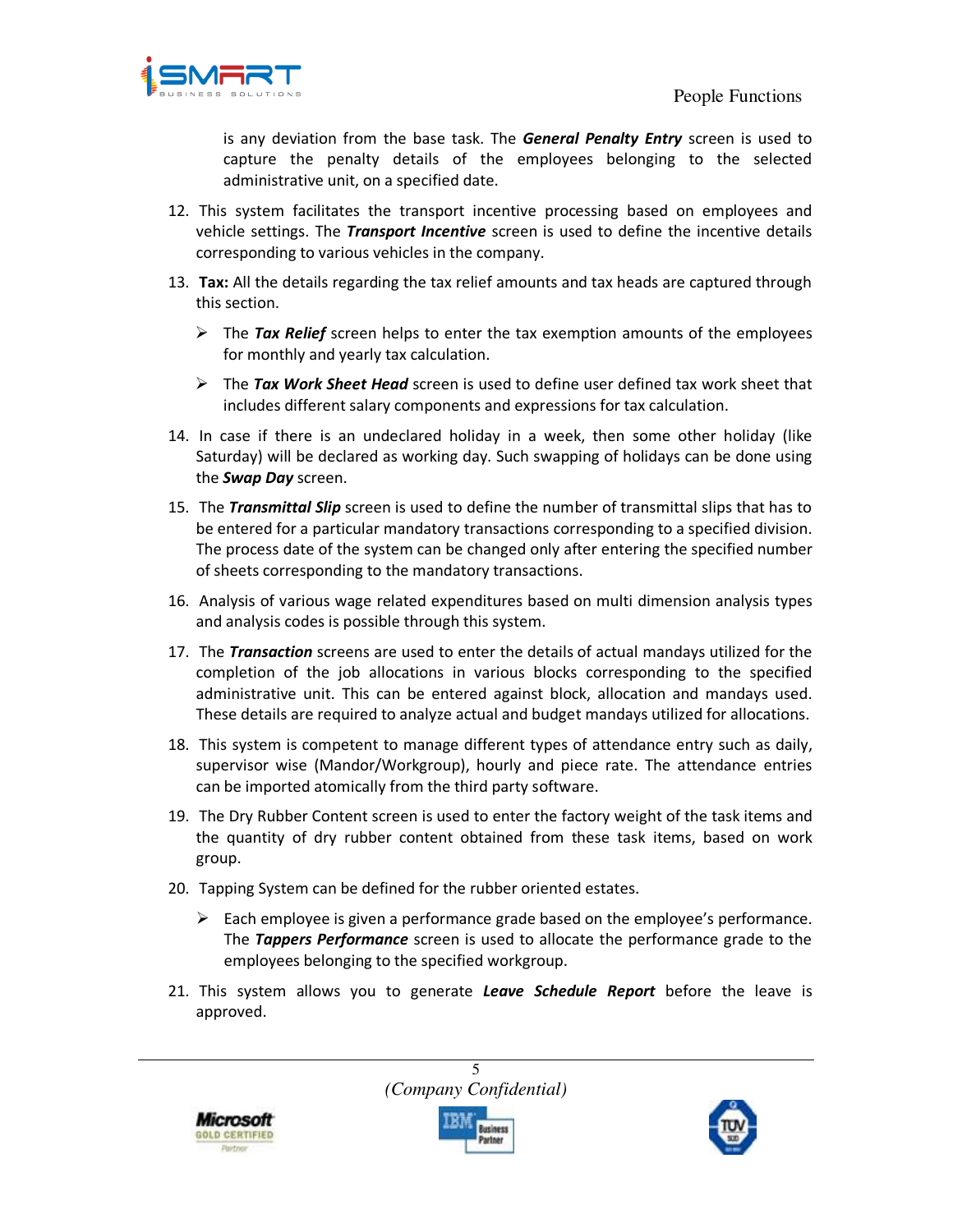is any deviation from the base task. The ***General Penalty Entry*** screen is used to capture the penalty details of the employees belonging to the selected administrative unit, on a specified date.

12. This system facilitates the transport incentive processing based on employees and vehicle settings. The ***Transport Incentive*** screen is used to define the incentive details corresponding to various vehicles in the company.

13. **Tax:** All the details regarding the tax relief amounts and tax heads are captured through this section.

    - The ***Tax Relief*** screen helps to enter the tax exemption amounts of the employees for monthly and yearly tax calculation.

    - The ***Tax Work Sheet Head*** screen is used to define user defined tax work sheet that includes different salary components and expressions for tax calculation.

14. In case if there is an undeclared holiday in a week, then some other holiday (like Saturday) will be declared as working day. Such swapping of holidays can be done using the ***Swap Day*** screen.

15. The ***Transmittal Slip*** screen is used to define the number of transmittal slips that has to be entered for a particular mandatory transactions corresponding to a specified division. The process date of the system can be changed only after entering the specified number of sheets corresponding to the mandatory transactions.

16. Analysis of various wage related expenditures based on multi dimension analysis types and analysis codes is possible through this system.

17. The ***Transaction*** screens are used to enter the details of actual mandays utilized for the completion of the job allocations in various blocks corresponding to the specified administrative unit. This can be entered against block, allocation and mandays used. These details are required to analyze actual and budget mandays utilized for allocations.

18. This system is competent to manage different types of attendance entry such as daily, supervisor wise (Mandor/Workgroup), hourly and piece rate. The attendance entries can be imported atomically from the third party software.

19. The Dry Rubber Content screen is used to enter the factory weight of the task items and the quantity of dry rubber content obtained from these task items, based on work group.

20. Tapping System can be defined for the rubber oriented estates.

    - Each employee is given a performance grade based on the employee's performance. The ***Tappers Performance*** screen is used to allocate the performance grade to the employees belonging to the specified workgroup.

21. This system allows you to generate ***Leave Schedule Report*** before the leave is approved.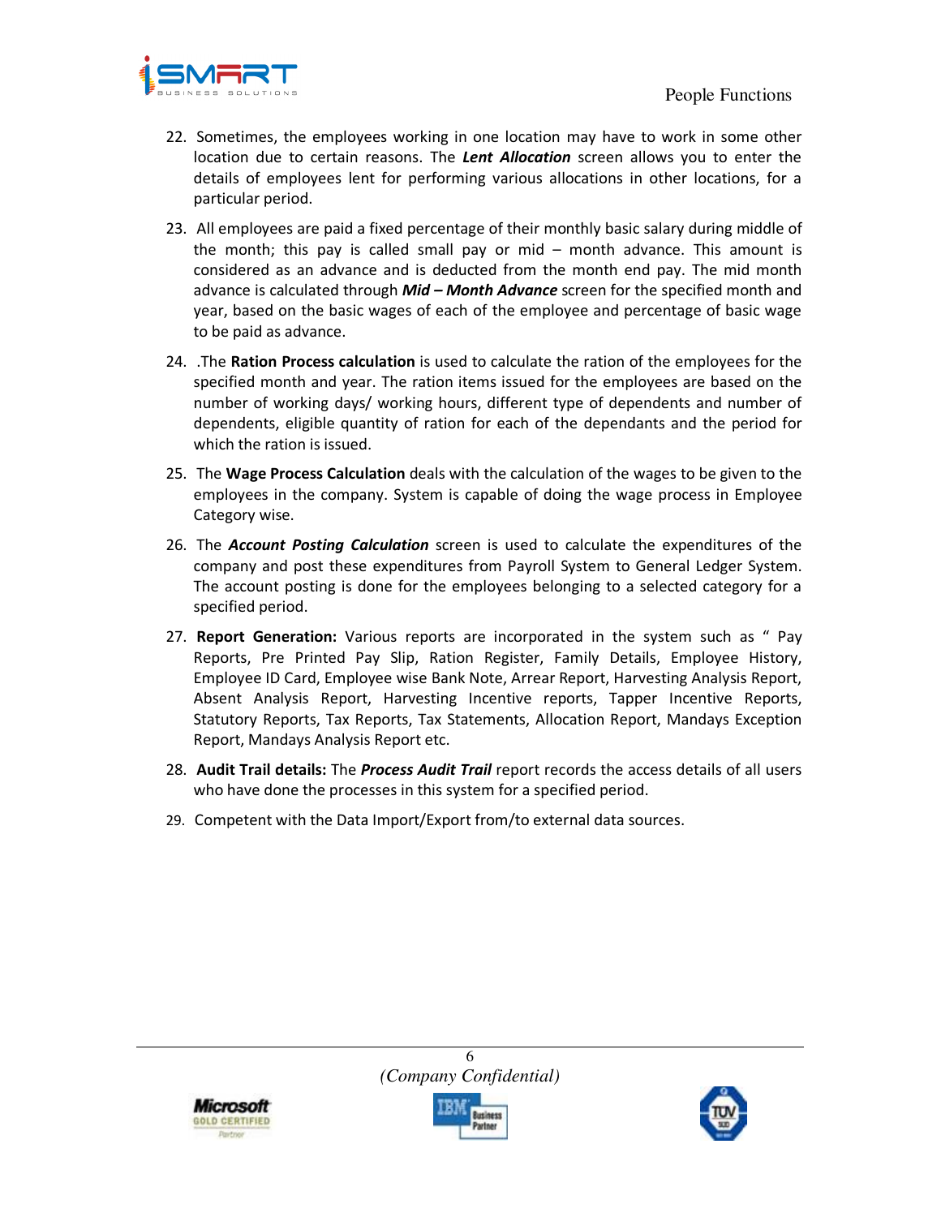22. Sometimes, the employees working in one location may have to work in some other location due to certain reasons. The ***Lent Allocation*** screen allows you to enter the details of employees lent for performing various allocations in other locations, for a particular period.

23. All employees are paid a fixed percentage of their monthly basic salary during middle of the month; this pay is called small pay or mid – month advance. This amount is considered as an advance and is deducted from the month end pay. The mid month advance is calculated through ***Mid – Month Advance*** screen for the specified month and year, based on the basic wages of each of the employee and percentage of basic wage to be paid as advance.

24. .The **Ration Process calculation** is used to calculate the ration of the employees for the specified month and year. The ration items issued for the employees are based on the number of working days/ working hours, different type of dependents and number of dependents, eligible quantity of ration for each of the dependants and the period for which the ration is issued.

25. The **Wage Process Calculation** deals with the calculation of the wages to be given to the employees in the company. System is capable of doing the wage process in Employee Category wise.

26. The ***Account Posting Calculation*** screen is used to calculate the expenditures of the company and post these expenditures from Payroll System to General Ledger System. The account posting is done for the employees belonging to a selected category for a specified period.

27. **Report Generation:** Various reports are incorporated in the system such as " Pay Reports, Pre Printed Pay Slip, Ration Register, Family Details, Employee History, Employee ID Card, Employee wise Bank Note, Arrear Report, Harvesting Analysis Report, Absent Analysis Report, Harvesting Incentive reports, Tapper Incentive Reports, Statutory Reports, Tax Reports, Tax Statements, Allocation Report, Mandays Exception Report, Mandays Analysis Report etc.

28. **Audit Trail details:** The ***Process Audit Trail*** report records the access details of all users who have done the processes in this system for a specified period.

29. Competent with the Data Import/Export from/to external data sources.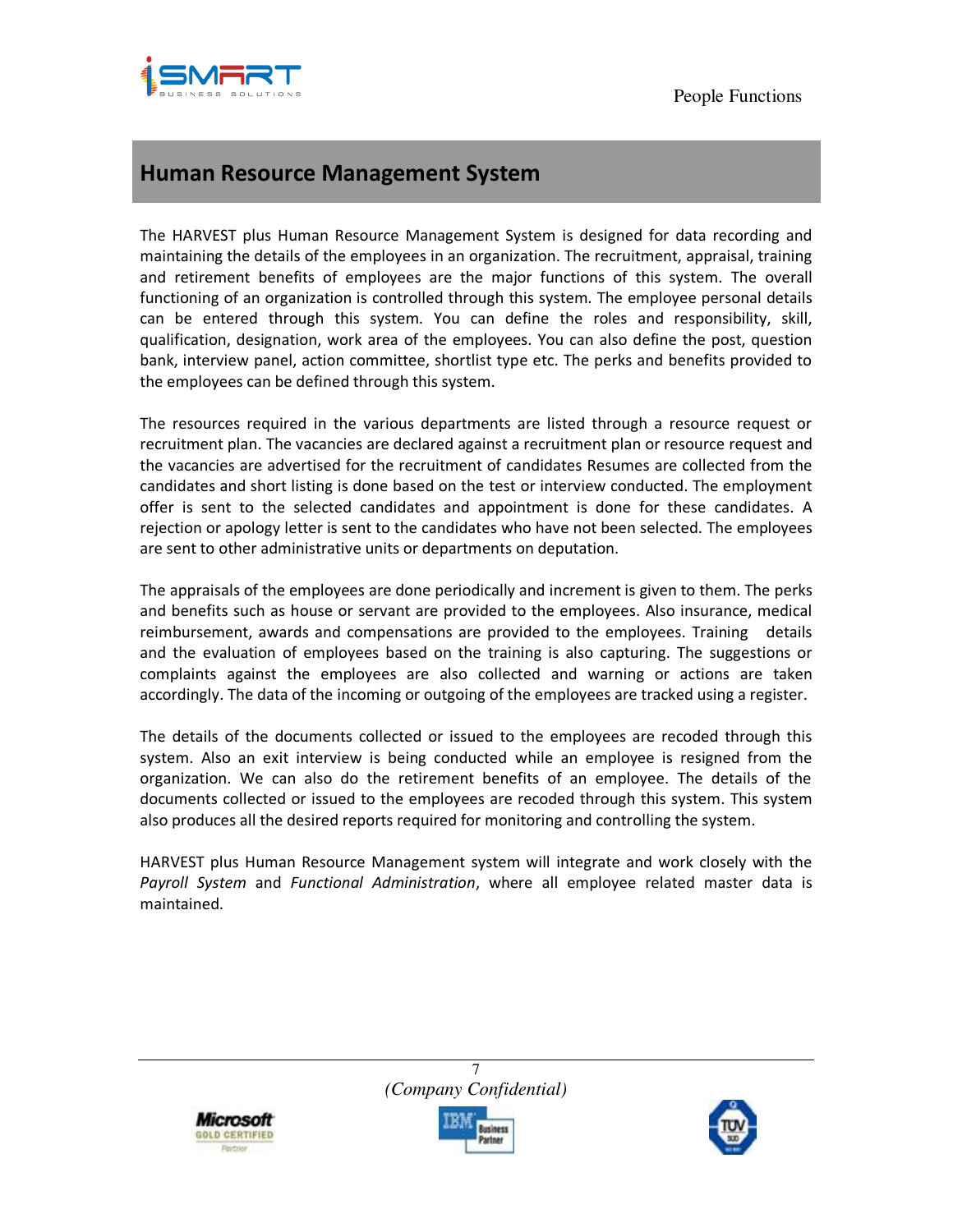## Human Resource Management System

The HARVEST plus Human Resource Management System is designed for data recording and maintaining the details of the employees in an organization. The recruitment, appraisal, training and retirement benefits of employees are the major functions of this system. The overall functioning of an organization is controlled through this system. The employee personal details can be entered through this system. You can define the roles and responsibility, skill, qualification, designation, work area of the employees. You can also define the post, question bank, interview panel, action committee, shortlist type etc. The perks and benefits provided to the employees can be defined through this system.

The resources required in the various departments are listed through a resource request or recruitment plan. The vacancies are declared against a recruitment plan or resource request and the vacancies are advertised for the recruitment of candidates Resumes are collected from the candidates and short listing is done based on the test or interview conducted. The employment offer is sent to the selected candidates and appointment is done for these candidates. A rejection or apology letter is sent to the candidates who have not been selected. The employees are sent to other administrative units or departments on deputation.

The appraisals of the employees are done periodically and increment is given to them. The perks and benefits such as house or servant are provided to the employees. Also insurance, medical reimbursement, awards and compensations are provided to the employees. Training details and the evaluation of employees based on the training is also capturing. The suggestions or complaints against the employees are also collected and warning or actions are taken accordingly. The data of the incoming or outgoing of the employees are tracked using a register.

The details of the documents collected or issued to the employees are recoded through this system. Also an exit interview is being conducted while an employee is resigned from the organization. We can also do the retirement benefits of an employee. The details of the documents collected or issued to the employees are recoded through this system. This system also produces all the desired reports required for monitoring and controlling the system.

HARVEST plus Human Resource Management system will integrate and work closely with the *Payroll System* and *Functional Administration*, where all employee related master data is maintained.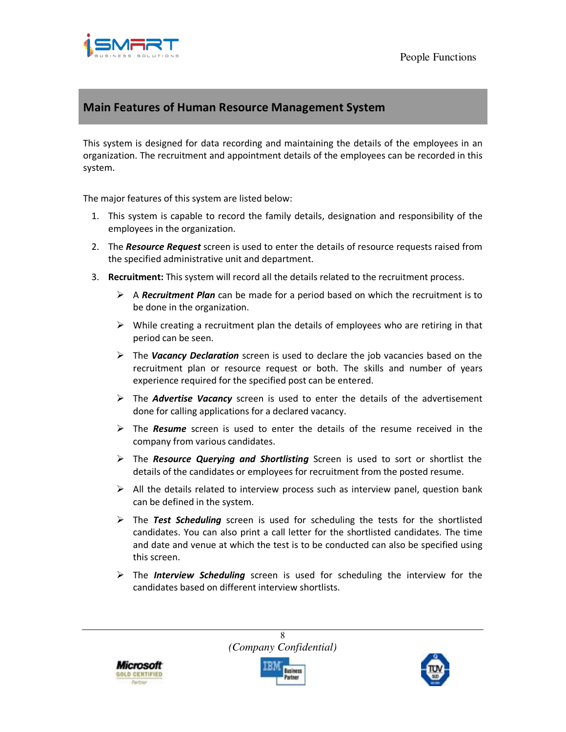## Main Features of Human Resource Management System

This system is designed for data recording and maintaining the details of the employees in an organization. The recruitment and appointment details of the employees can be recorded in this system.

The major features of this system are listed below:

1. This system is capable to record the family details, designation and responsibility of the employees in the organization.
2. The ***Resource Request*** screen is used to enter the details of resource requests raised from the specified administrative unit and department.
3. **Recruitment:** This system will record all the details related to the recruitment process.
   - A ***Recruitment Plan*** can be made for a period based on which the recruitment is to be done in the organization.
   - While creating a recruitment plan the details of employees who are retiring in that period can be seen.
   - The ***Vacancy Declaration*** screen is used to declare the job vacancies based on the recruitment plan or resource request or both. The skills and number of years experience required for the specified post can be entered.
   - The ***Advertise Vacancy*** screen is used to enter the details of the advertisement done for calling applications for a declared vacancy.
   - The ***Resume*** screen is used to enter the details of the resume received in the company from various candidates.
   - The ***Resource Querying and Shortlisting*** Screen is used to sort or shortlist the details of the candidates or employees for recruitment from the posted resume.
   - All the details related to interview process such as interview panel, question bank can be defined in the system.
   - The ***Test Scheduling*** screen is used for scheduling the tests for the shortlisted candidates. You can also print a call letter for the shortlisted candidates. The time and date and venue at which the test is to be conducted can also be specified using this screen.
   - The ***Interview Scheduling*** screen is used for scheduling the interview for the candidates based on different interview shortlists.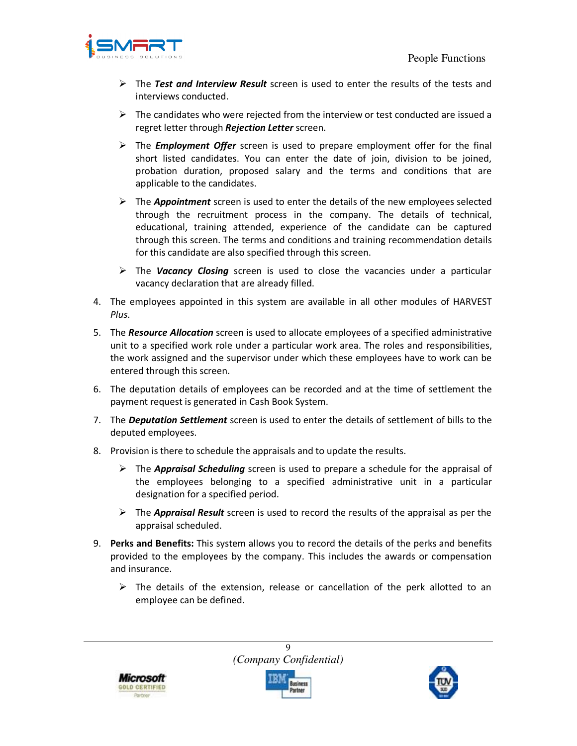- The ***Test and Interview Result*** screen is used to enter the results of the tests and interviews conducted.
- The candidates who were rejected from the interview or test conducted are issued a regret letter through ***Rejection Letter*** screen.
- The ***Employment Offer*** screen is used to prepare employment offer for the final short listed candidates. You can enter the date of join, division to be joined, probation duration, proposed salary and the terms and conditions that are applicable to the candidates.
- The ***Appointment*** screen is used to enter the details of the new employees selected through the recruitment process in the company. The details of technical, educational, training attended, experience of the candidate can be captured through this screen. The terms and conditions and training recommendation details for this candidate are also specified through this screen.
- The ***Vacancy Closing*** screen is used to close the vacancies under a particular vacancy declaration that are already filled.

4. The employees appointed in this system are available in all other modules of HARVEST *Plus*.
5. The ***Resource Allocation*** screen is used to allocate employees of a specified administrative unit to a specified work role under a particular work area. The roles and responsibilities, the work assigned and the supervisor under which these employees have to work can be entered through this screen.
6. The deputation details of employees can be recorded and at the time of settlement the payment request is generated in Cash Book System.
7. The ***Deputation Settlement*** screen is used to enter the details of settlement of bills to the deputed employees.
8. Provision is there to schedule the appraisals and to update the results.
   - The ***Appraisal Scheduling*** screen is used to prepare a schedule for the appraisal of the employees belonging to a specified administrative unit in a particular designation for a specified period.
   - The ***Appraisal Result*** screen is used to record the results of the appraisal as per the appraisal scheduled.
9. **Perks and Benefits:** This system allows you to record the details of the perks and benefits provided to the employees by the company. This includes the awards or compensation and insurance.
   - The details of the extension, release or cancellation of the perk allotted to an employee can be defined.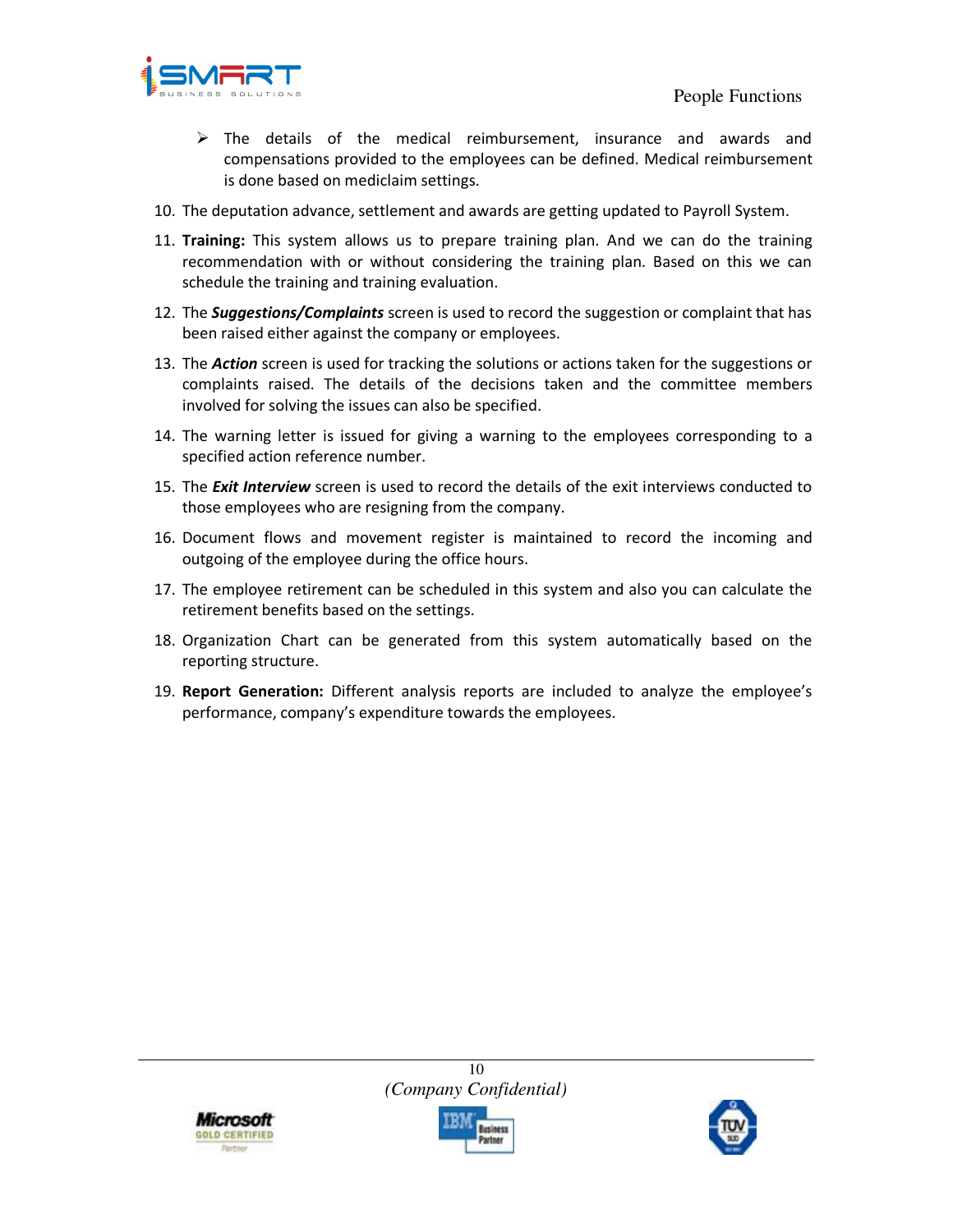- The details of the medical reimbursement, insurance and awards and compensations provided to the employees can be defined. Medical reimbursement is done based on mediclaim settings.

10. The deputation advance, settlement and awards are getting updated to Payroll System.
11. **Training:** This system allows us to prepare training plan. And we can do the training recommendation with or without considering the training plan. Based on this we can schedule the training and training evaluation.
12. The ***Suggestions/Complaints*** screen is used to record the suggestion or complaint that has been raised either against the company or employees.
13. The ***Action*** screen is used for tracking the solutions or actions taken for the suggestions or complaints raised. The details of the decisions taken and the committee members involved for solving the issues can also be specified.
14. The warning letter is issued for giving a warning to the employees corresponding to a specified action reference number.
15. The ***Exit Interview*** screen is used to record the details of the exit interviews conducted to those employees who are resigning from the company.
16. Document flows and movement register is maintained to record the incoming and outgoing of the employee during the office hours.
17. The employee retirement can be scheduled in this system and also you can calculate the retirement benefits based on the settings.
18. Organization Chart can be generated from this system automatically based on the reporting structure.
19. **Report Generation:** Different analysis reports are included to analyze the employee's performance, company's expenditure towards the employees.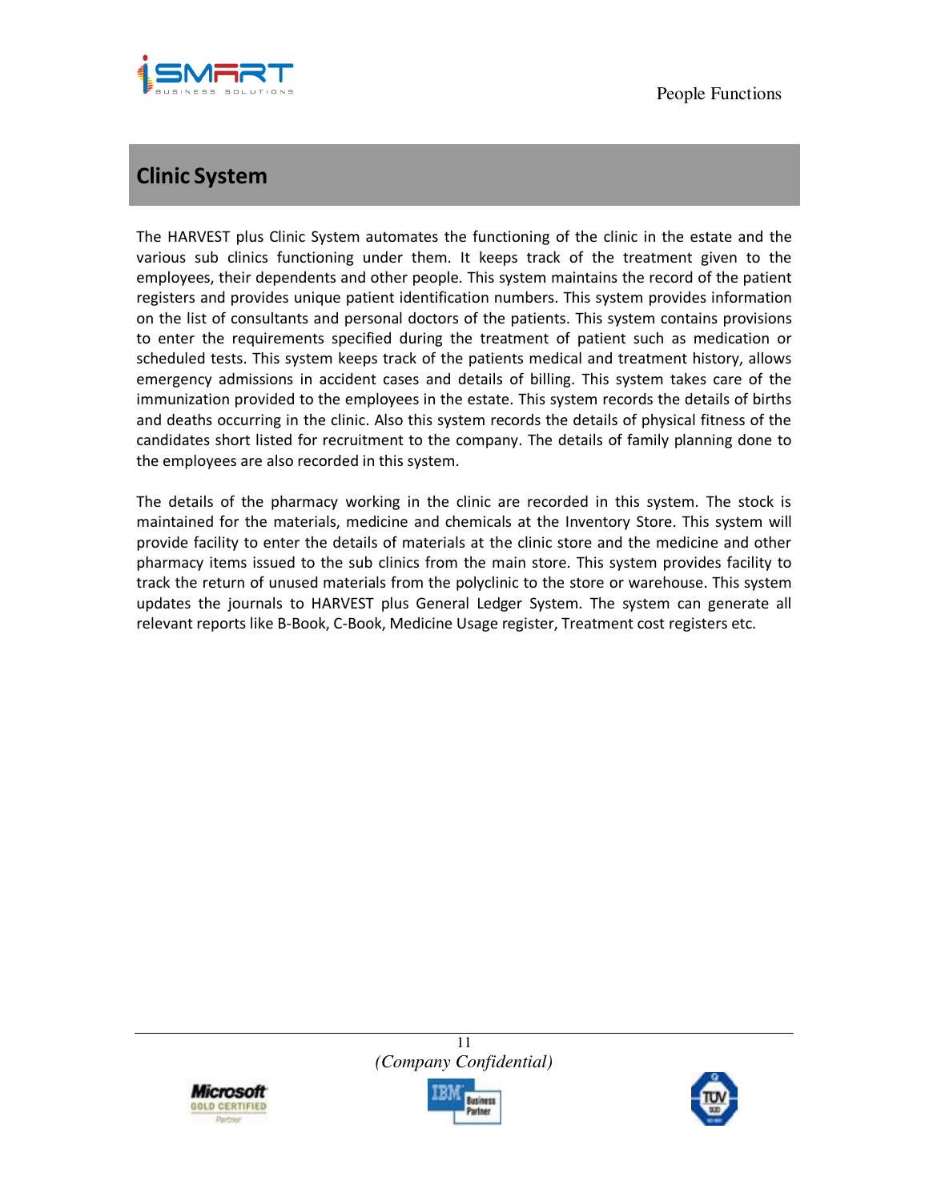## Clinic System

The HARVEST plus Clinic System automates the functioning of the clinic in the estate and the various sub clinics functioning under them. It keeps track of the treatment given to the employees, their dependents and other people. This system maintains the record of the patient registers and provides unique patient identification numbers. This system provides information on the list of consultants and personal doctors of the patients. This system contains provisions to enter the requirements specified during the treatment of patient such as medication or scheduled tests. This system keeps track of the patients medical and treatment history, allows emergency admissions in accident cases and details of billing. This system takes care of the immunization provided to the employees in the estate. This system records the details of births and deaths occurring in the clinic. Also this system records the details of physical fitness of the candidates short listed for recruitment to the company. The details of family planning done to the employees are also recorded in this system.

The details of the pharmacy working in the clinic are recorded in this system. The stock is maintained for the materials, medicine and chemicals at the Inventory Store. This system will provide facility to enter the details of materials at the clinic store and the medicine and other pharmacy items issued to the sub clinics from the main store. This system provides facility to track the return of unused materials from the polyclinic to the store or warehouse. This system updates the journals to HARVEST plus General Ledger System. The system can generate all relevant reports like B-Book, C-Book, Medicine Usage register, Treatment cost registers etc.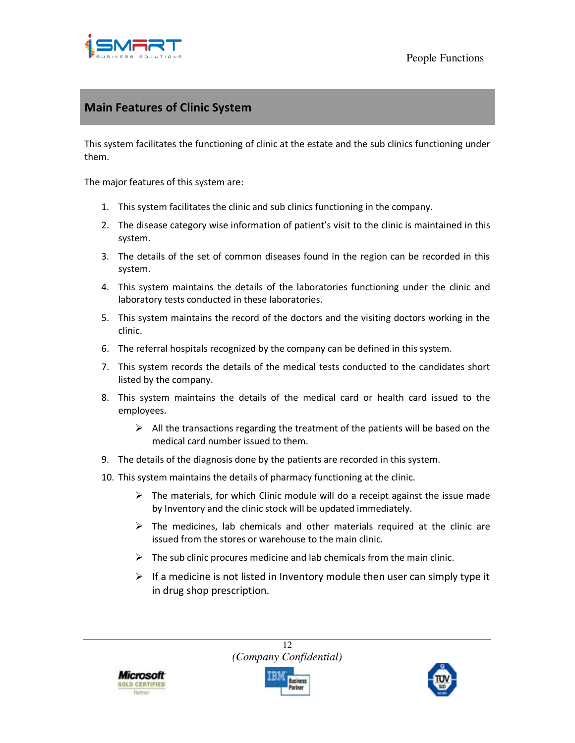## Main Features of Clinic System

This system facilitates the functioning of clinic at the estate and the sub clinics functioning under them.

The major features of this system are:

1. This system facilitates the clinic and sub clinics functioning in the company.
2. The disease category wise information of patient's visit to the clinic is maintained in this system.
3. The details of the set of common diseases found in the region can be recorded in this system.
4. This system maintains the details of the laboratories functioning under the clinic and laboratory tests conducted in these laboratories.
5. This system maintains the record of the doctors and the visiting doctors working in the clinic.
6. The referral hospitals recognized by the company can be defined in this system.
7. This system records the details of the medical tests conducted to the candidates short listed by the company.
8. This system maintains the details of the medical card or health card issued to the employees.
    - All the transactions regarding the treatment of the patients will be based on the medical card number issued to them.
9. The details of the diagnosis done by the patients are recorded in this system.
10. This system maintains the details of pharmacy functioning at the clinic.
    - The materials, for which Clinic module will do a receipt against the issue made by Inventory and the clinic stock will be updated immediately.
    - The medicines, lab chemicals and other materials required at the clinic are issued from the stores or warehouse to the main clinic.
    - The sub clinic procures medicine and lab chemicals from the main clinic.
    - If a medicine is not listed in Inventory module then user can simply type it in drug shop prescription.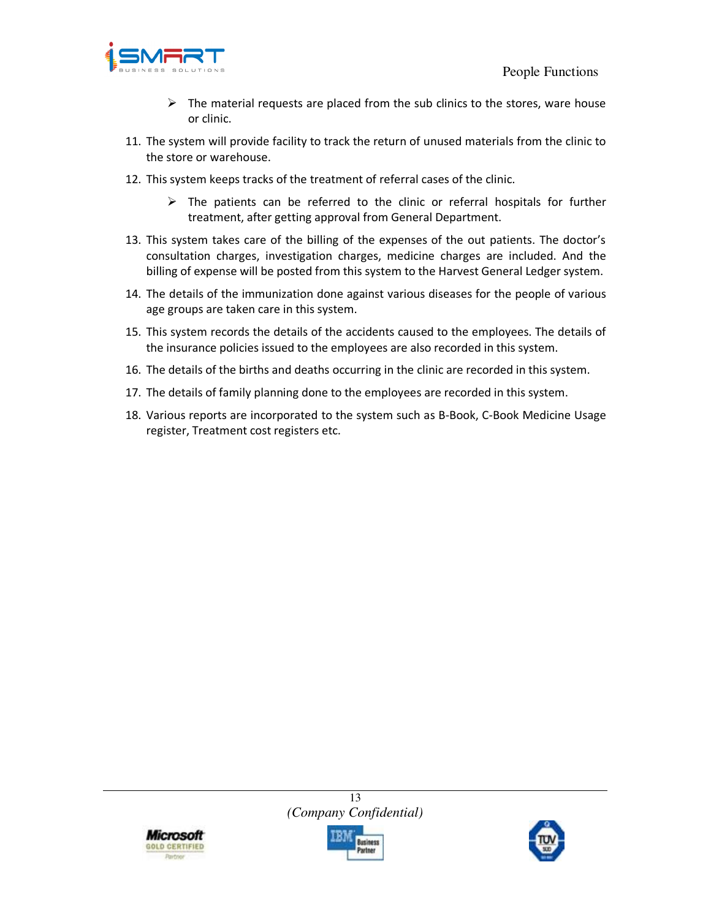- The material requests are placed from the sub clinics to the stores, ware house or clinic.

11. The system will provide facility to track the return of unused materials from the clinic to the store or warehouse.
12. This system keeps tracks of the treatment of referral cases of the clinic.
    - The patients can be referred to the clinic or referral hospitals for further treatment, after getting approval from General Department.
13. This system takes care of the billing of the expenses of the out patients. The doctor's consultation charges, investigation charges, medicine charges are included. And the billing of expense will be posted from this system to the Harvest General Ledger system.
14. The details of the immunization done against various diseases for the people of various age groups are taken care in this system.
15. This system records the details of the accidents caused to the employees. The details of the insurance policies issued to the employees are also recorded in this system.
16. The details of the births and deaths occurring in the clinic are recorded in this system.
17. The details of family planning done to the employees are recorded in this system.
18. Various reports are incorporated to the system such as B-Book, C-Book Medicine Usage register, Treatment cost registers etc.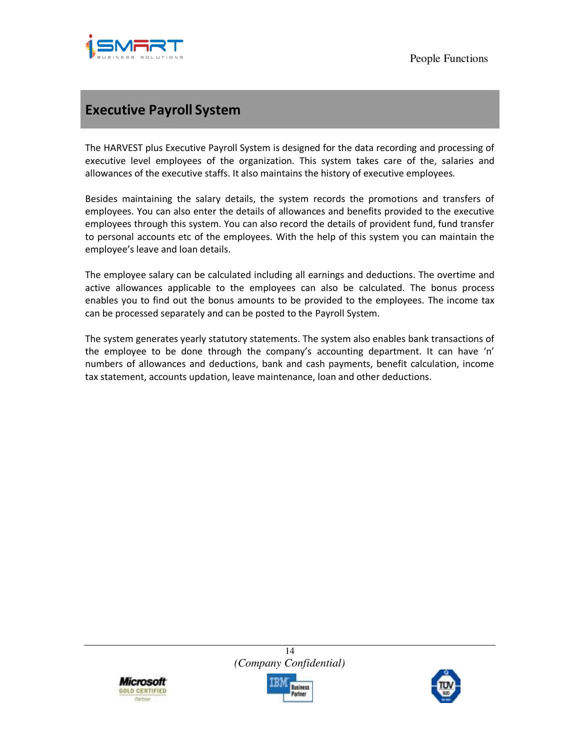## Executive Payroll System

The HARVEST plus Executive Payroll System is designed for the data recording and processing of executive level employees of the organization. This system takes care of the, salaries and allowances of the executive staffs. It also maintains the history of executive employees.

Besides maintaining the salary details, the system records the promotions and transfers of employees. You can also enter the details of allowances and benefits provided to the executive employees through this system. You can also record the details of provident fund, fund transfer to personal accounts etc of the employees. With the help of this system you can maintain the employee's leave and loan details.

The employee salary can be calculated including all earnings and deductions. The overtime and active allowances applicable to the employees can also be calculated. The bonus process enables you to find out the bonus amounts to be provided to the employees. The income tax can be processed separately and can be posted to the Payroll System.

The system generates yearly statutory statements. The system also enables bank transactions of the employee to be done through the company's accounting department. It can have 'n' numbers of allowances and deductions, bank and cash payments, benefit calculation, income tax statement, accounts updation, leave maintenance, loan and other deductions.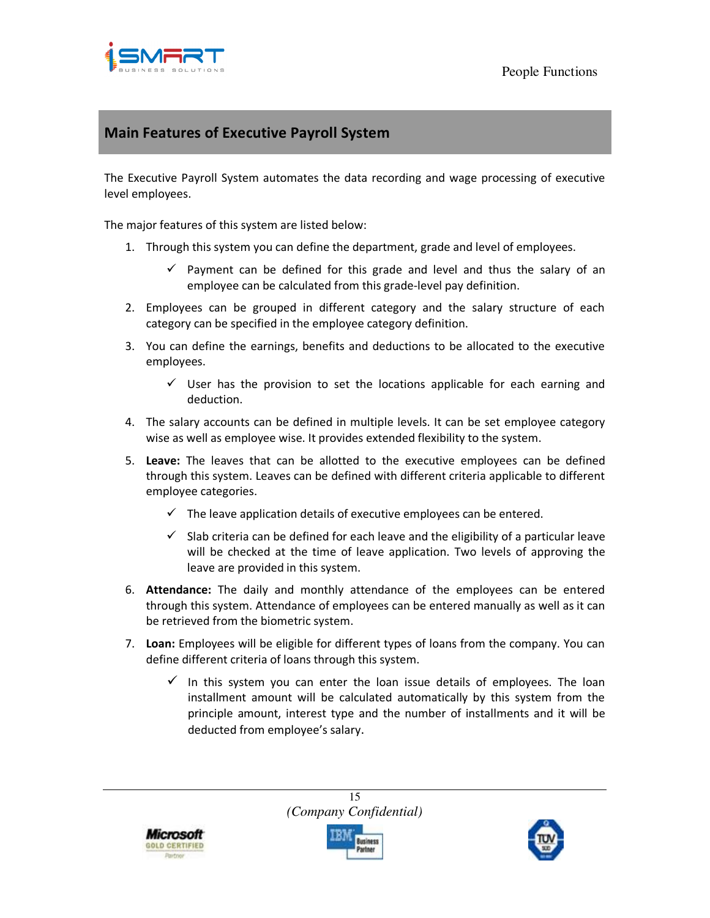## Main Features of Executive Payroll System

The Executive Payroll System automates the data recording and wage processing of executive level employees.

The major features of this system are listed below:

1. Through this system you can define the department, grade and level of employees.
   - ✓ Payment can be defined for this grade and level and thus the salary of an employee can be calculated from this grade-level pay definition.
2. Employees can be grouped in different category and the salary structure of each category can be specified in the employee category definition.
3. You can define the earnings, benefits and deductions to be allocated to the executive employees.
   - ✓ User has the provision to set the locations applicable for each earning and deduction.
4. The salary accounts can be defined in multiple levels. It can be set employee category wise as well as employee wise. It provides extended flexibility to the system.
5. **Leave:** The leaves that can be allotted to the executive employees can be defined through this system. Leaves can be defined with different criteria applicable to different employee categories.
   - ✓ The leave application details of executive employees can be entered.
   - ✓ Slab criteria can be defined for each leave and the eligibility of a particular leave will be checked at the time of leave application. Two levels of approving the leave are provided in this system.
6. **Attendance:** The daily and monthly attendance of the employees can be entered through this system. Attendance of employees can be entered manually as well as it can be retrieved from the biometric system.
7. **Loan:** Employees will be eligible for different types of loans from the company. You can define different criteria of loans through this system.
   - ✓ In this system you can enter the loan issue details of employees. The loan installment amount will be calculated automatically by this system from the principle amount, interest type and the number of installments and it will be deducted from employee's salary.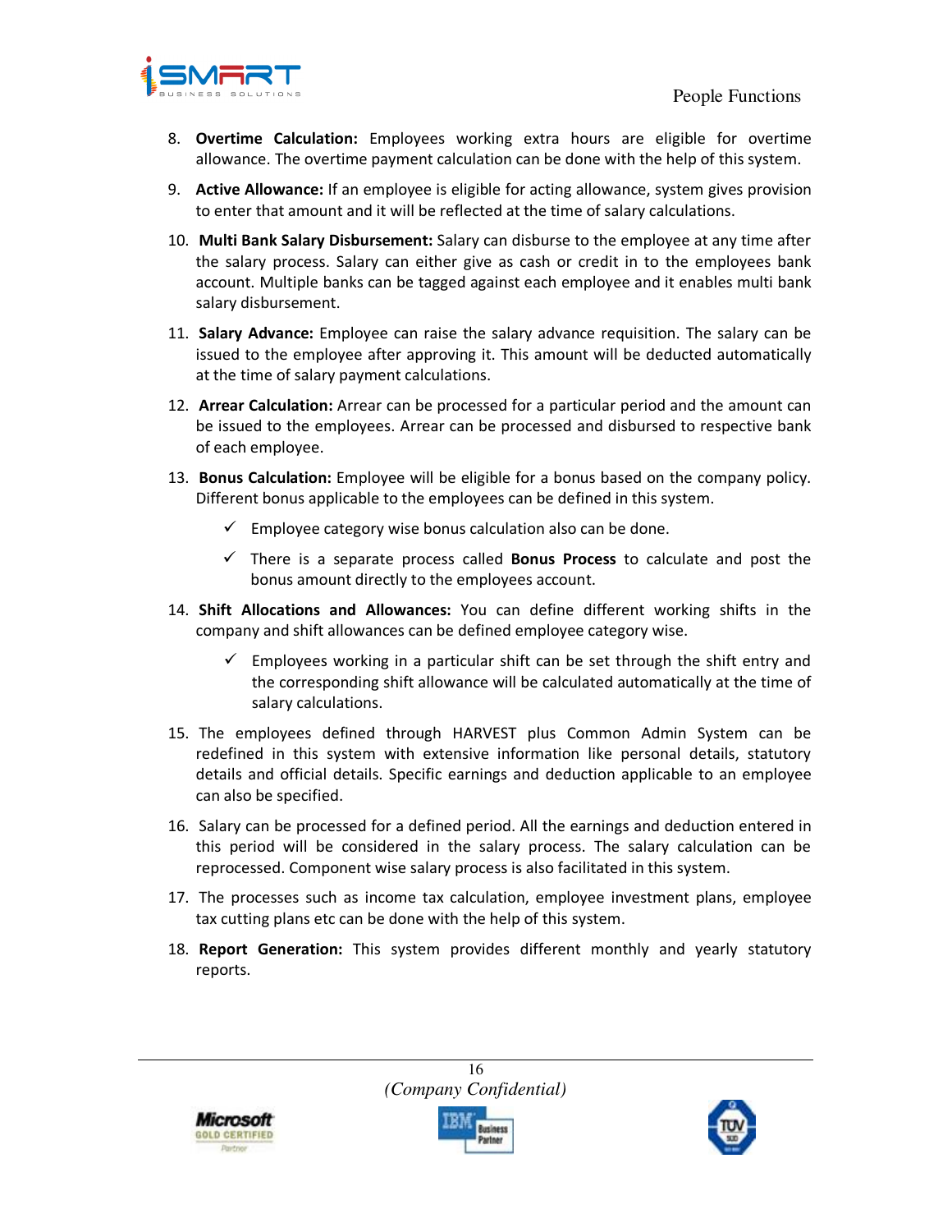8. **Overtime Calculation:** Employees working extra hours are eligible for overtime allowance. The overtime payment calculation can be done with the help of this system.

9. **Active Allowance:** If an employee is eligible for acting allowance, system gives provision to enter that amount and it will be reflected at the time of salary calculations.

10. **Multi Bank Salary Disbursement:** Salary can disburse to the employee at any time after the salary process. Salary can either give as cash or credit in to the employees bank account. Multiple banks can be tagged against each employee and it enables multi bank salary disbursement.

11. **Salary Advance:** Employee can raise the salary advance requisition. The salary can be issued to the employee after approving it. This amount will be deducted automatically at the time of salary payment calculations.

12. **Arrear Calculation:** Arrear can be processed for a particular period and the amount can be issued to the employees. Arrear can be processed and disbursed to respective bank of each employee.

13. **Bonus Calculation:** Employee will be eligible for a bonus based on the company policy. Different bonus applicable to the employees can be defined in this system.
    - ✓ Employee category wise bonus calculation also can be done.
    - ✓ There is a separate process called **Bonus Process** to calculate and post the bonus amount directly to the employees account.

14. **Shift Allocations and Allowances:** You can define different working shifts in the company and shift allowances can be defined employee category wise.
    - ✓ Employees working in a particular shift can be set through the shift entry and the corresponding shift allowance will be calculated automatically at the time of salary calculations.

15. The employees defined through HARVEST plus Common Admin System can be redefined in this system with extensive information like personal details, statutory details and official details. Specific earnings and deduction applicable to an employee can also be specified.

16. Salary can be processed for a defined period. All the earnings and deduction entered in this period will be considered in the salary process. The salary calculation can be reprocessed. Component wise salary process is also facilitated in this system.

17. The processes such as income tax calculation, employee investment plans, employee tax cutting plans etc can be done with the help of this system.

18. **Report Generation:** This system provides different monthly and yearly statutory reports.